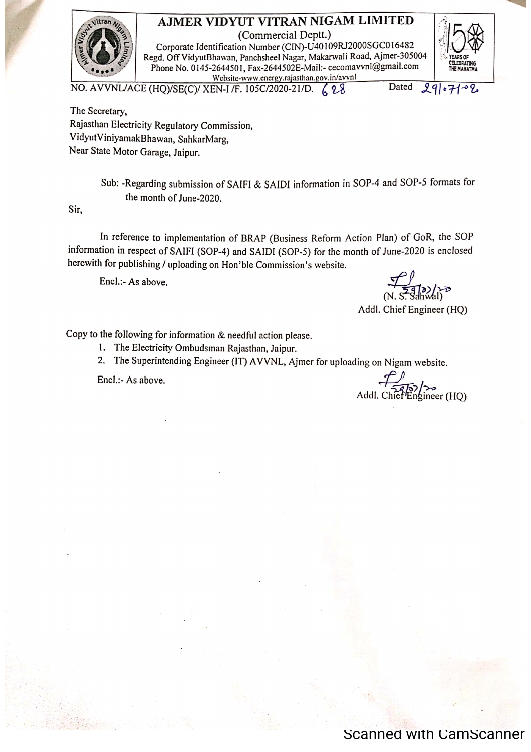# AJMER VIDYUT VITRAN NIGAM LIMITED

(Commercial Deptt.)
Corporate Identification Number (CIN)-U40109RJ2000SGC016482
Regd. Off VidyutBhawan, Panchsheel Nagar, Makarwali Road, Ajmer-305004
Phone No. 0145-2644501, Fax-2644502E-Mail:- cecomavvnl@gmail.com
Website-www.energy.rajasthan.gov.in/avvnl

NO. AVVNL/ACE (HQ)/SE(C)/ XEN-I /F. 105C/2020-21/D. 628 Dated 29.07.20

The Secretary,
Rajasthan Electricity Regulatory Commission,
VidyutViniyamakBhawan, SahkarMarg,
Near State Motor Garage, Jaipur.

Sub: -Regarding submission of SAIFI & SAIDI information in SOP-4 and SOP-5 formats for the month of June-2020.

Sir,

In reference to implementation of BRAP (Business Reform Action Plan) of GoR, the SOP information in respect of SAIFI (SOP-4) and SAIDI (SOP-5) for the month of June-2020 is enclosed herewith for publishing / uploading on Hon'ble Commission's website.

Encl.:- As above.

(N. S. Sahwal)
Addl. Chief Engineer (HQ)

Copy to the following for information & needful action please.

1. The Electricity Ombudsman Rajasthan, Jaipur.
2. The Superintending Engineer (IT) AVVNL, Ajmer for uploading on Nigam website.

Encl.:- As above.

Addl. Chief Engineer (HQ)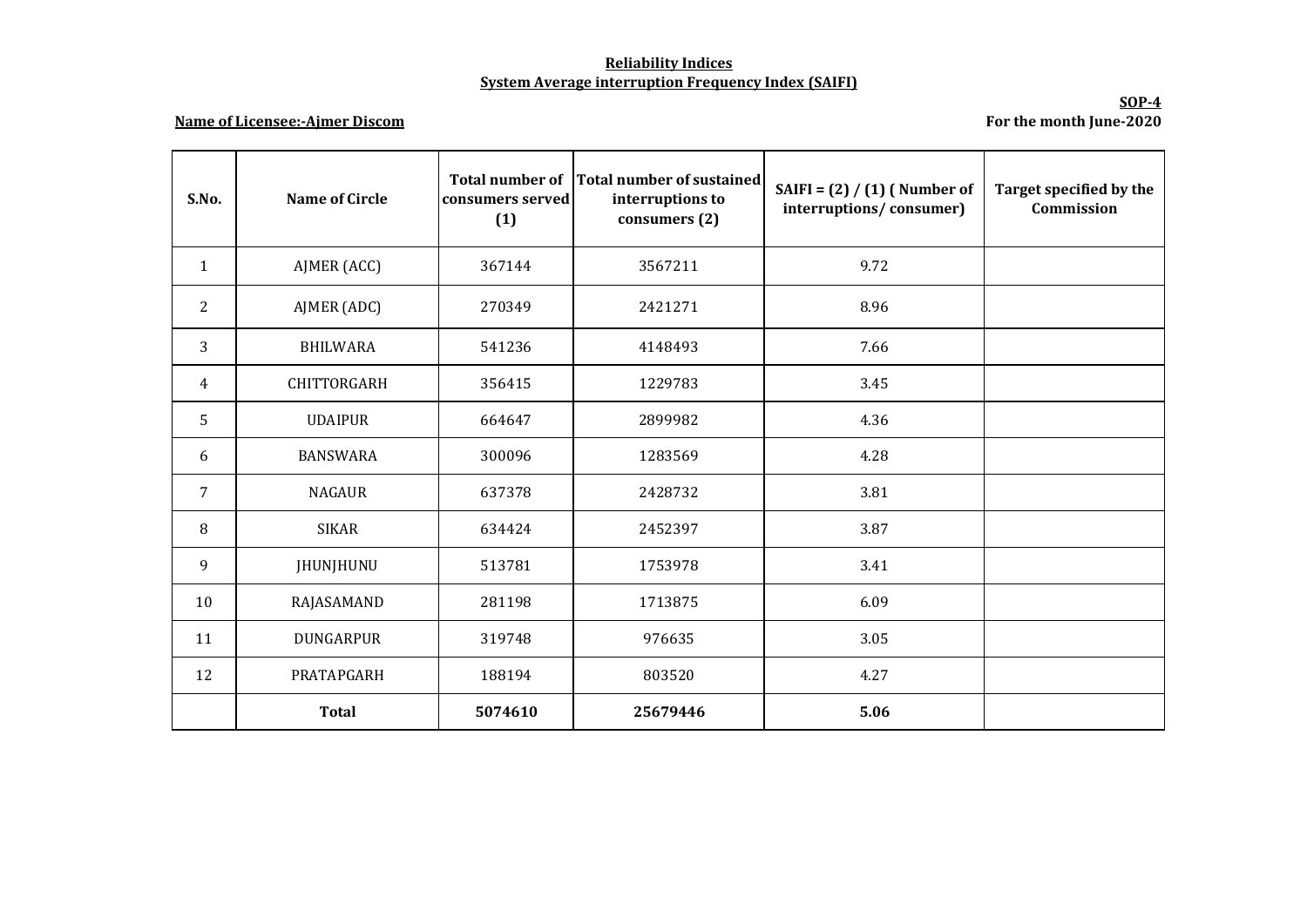**Reliability Indices**

**System Average interruption Frequency Index (SAIFI)**

**SOP-4**

**Name of Licensee:-Ajmer Discom**

**For the month June-2020**

| S.No. | Name of Circle | Total number of consumers served (1) | Total number of sustained interruptions to consumers (2) | SAIFI = (2) / (1) ( Number of interruptions/ consumer) | Target specified by the Commission |
|---|---|---|---|---|---|
| 1 | AJMER (ACC) | 367144 | 3567211 | 9.72 | |
| 2 | AJMER (ADC) | 270349 | 2421271 | 8.96 | |
| 3 | BHILWARA | 541236 | 4148493 | 7.66 | |
| 4 | CHITTORGARH | 356415 | 1229783 | 3.45 | |
| 5 | UDAIPUR | 664647 | 2899982 | 4.36 | |
| 6 | BANSWARA | 300096 | 1283569 | 4.28 | |
| 7 | NAGAUR | 637378 | 2428732 | 3.81 | |
| 8 | SIKAR | 634424 | 2452397 | 3.87 | |
| 9 | JHUNJHUNU | 513781 | 1753978 | 3.41 | |
| 10 | RAJASAMAND | 281198 | 1713875 | 6.09 | |
| 11 | DUNGARPUR | 319748 | 976635 | 3.05 | |
| 12 | PRATAPGARH | 188194 | 803520 | 4.27 | |
| | **Total** | **5074610** | **25679446** | **5.06** | |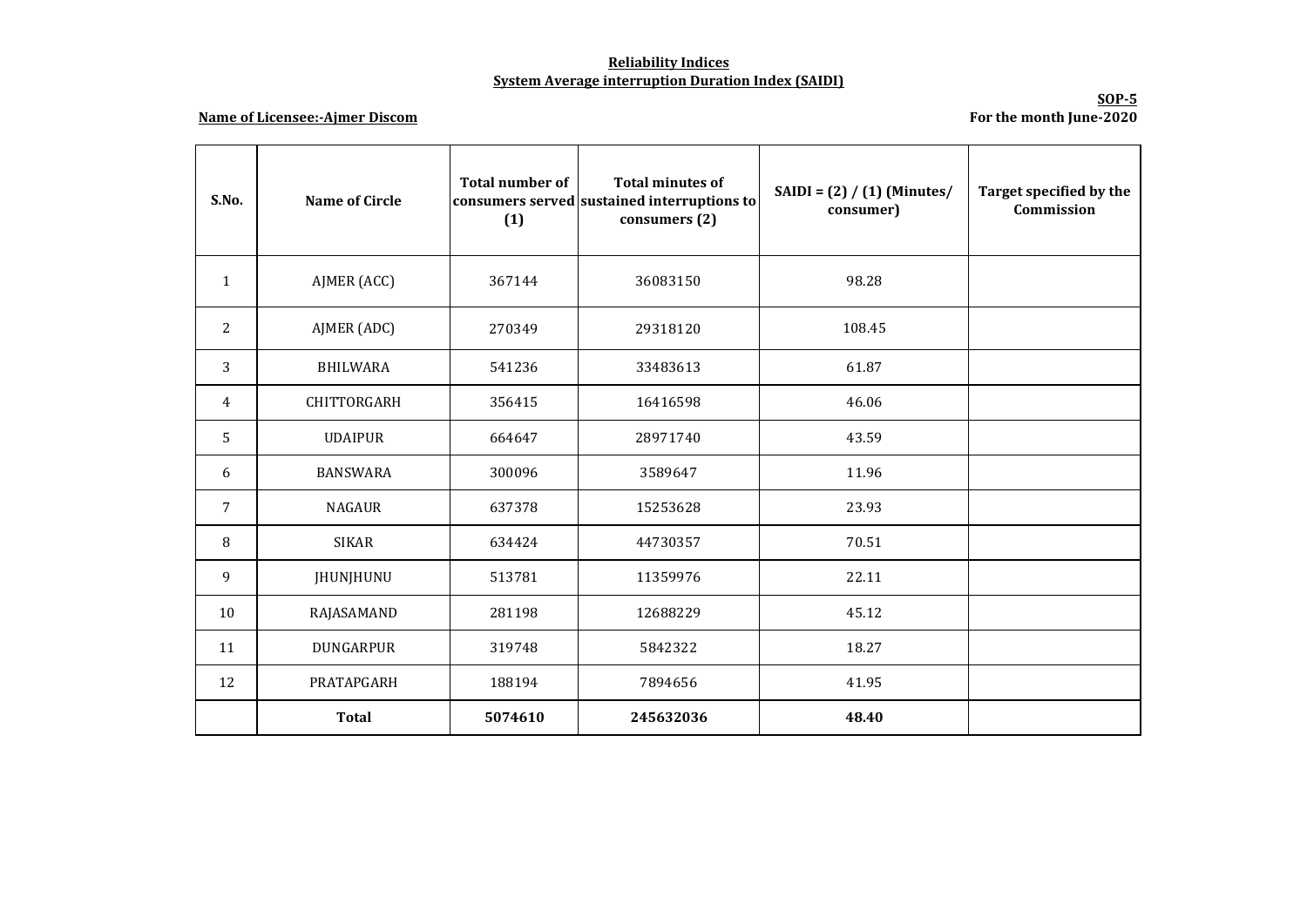**Reliability Indices**

**System Average interruption Duration Index (SAIDI)**

**SOP-5**

**Name of Licensee:-Ajmer Discom**

**For the month June-2020**

| S.No. | Name of Circle | Total number of consumers served (1) | Total minutes of sustained interruptions to consumers (2) | SAIDI = (2) / (1) (Minutes/ consumer) | Target specified by the Commission |
|---|---|---|---|---|---|
| 1 | AJMER (ACC) | 367144 | 36083150 | 98.28 | |
| 2 | AJMER (ADC) | 270349 | 29318120 | 108.45 | |
| 3 | BHILWARA | 541236 | 33483613 | 61.87 | |
| 4 | CHITTORGARH | 356415 | 16416598 | 46.06 | |
| 5 | UDAIPUR | 664647 | 28971740 | 43.59 | |
| 6 | BANSWARA | 300096 | 3589647 | 11.96 | |
| 7 | NAGAUR | 637378 | 15253628 | 23.93 | |
| 8 | SIKAR | 634424 | 44730357 | 70.51 | |
| 9 | JHUNJHUNU | 513781 | 11359976 | 22.11 | |
| 10 | RAJASAMAND | 281198 | 12688229 | 45.12 | |
| 11 | DUNGARPUR | 319748 | 5842322 | 18.27 | |
| 12 | PRATAPGARH | 188194 | 7894656 | 41.95 | |
| | **Total** | **5074610** | **245632036** | **48.40** | |